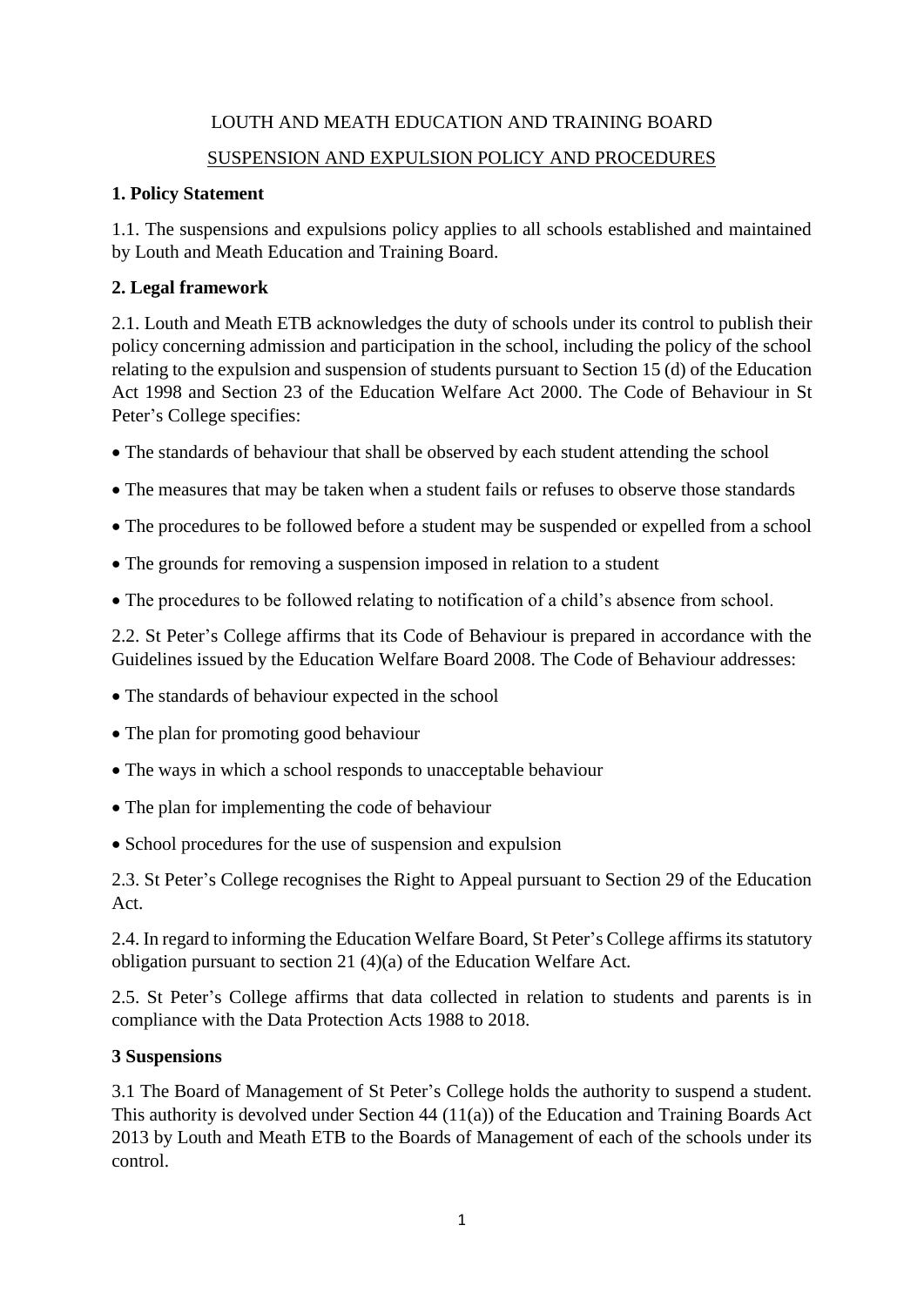LOUTH AND MEATH EDUCATION AND TRAINING BOARD

SUSPENSION AND EXPULSION POLICY AND PROCEDURES

**1. Policy Statement**

1.1. The suspensions and expulsions policy applies to all schools established and maintained by Louth and Meath Education and Training Board.

**2. Legal framework**

2.1. Louth and Meath ETB acknowledges the duty of schools under its control to publish their policy concerning admission and participation in the school, including the policy of the school relating to the expulsion and suspension of students pursuant to Section 15 (d) of the Education Act 1998 and Section 23 of the Education Welfare Act 2000. The Code of Behaviour in St Peter's College specifies:

- The standards of behaviour that shall be observed by each student attending the school
- The measures that may be taken when a student fails or refuses to observe those standards
- The procedures to be followed before a student may be suspended or expelled from a school
- The grounds for removing a suspension imposed in relation to a student
- The procedures to be followed relating to notification of a child's absence from school.

2.2. St Peter's College affirms that its Code of Behaviour is prepared in accordance with the Guidelines issued by the Education Welfare Board 2008. The Code of Behaviour addresses:

- The standards of behaviour expected in the school
- The plan for promoting good behaviour
- The ways in which a school responds to unacceptable behaviour
- The plan for implementing the code of behaviour
- School procedures for the use of suspension and expulsion

2.3. St Peter's College recognises the Right to Appeal pursuant to Section 29 of the Education Act.

2.4. In regard to informing the Education Welfare Board, St Peter's College affirms its statutory obligation pursuant to section 21 (4)(a) of the Education Welfare Act.

2.5. St Peter's College affirms that data collected in relation to students and parents is in compliance with the Data Protection Acts 1988 to 2018.

**3 Suspensions**

3.1 The Board of Management of St Peter's College holds the authority to suspend a student. This authority is devolved under Section 44 (11(a)) of the Education and Training Boards Act 2013 by Louth and Meath ETB to the Boards of Management of each of the schools under its control.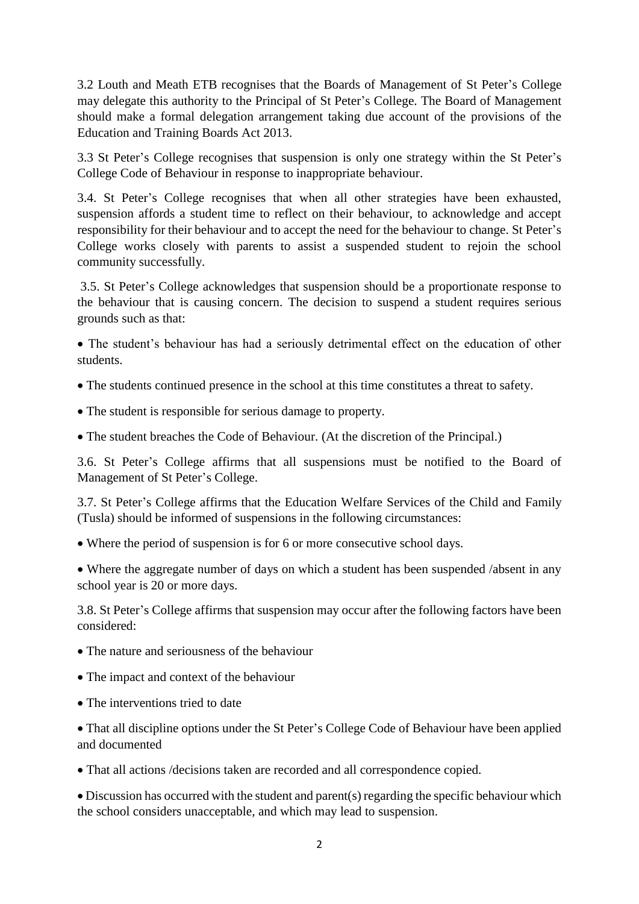3.2 Louth and Meath ETB recognises that the Boards of Management of St Peter's College may delegate this authority to the Principal of St Peter's College. The Board of Management should make a formal delegation arrangement taking due account of the provisions of the Education and Training Boards Act 2013.

3.3 St Peter's College recognises that suspension is only one strategy within the St Peter's College Code of Behaviour in response to inappropriate behaviour.

3.4. St Peter's College recognises that when all other strategies have been exhausted, suspension affords a student time to reflect on their behaviour, to acknowledge and accept responsibility for their behaviour and to accept the need for the behaviour to change. St Peter's College works closely with parents to assist a suspended student to rejoin the school community successfully.

3.5. St Peter's College acknowledges that suspension should be a proportionate response to the behaviour that is causing concern. The decision to suspend a student requires serious grounds such as that:

- The student's behaviour has had a seriously detrimental effect on the education of other students.
- The students continued presence in the school at this time constitutes a threat to safety.
- The student is responsible for serious damage to property.
- The student breaches the Code of Behaviour. (At the discretion of the Principal.)

3.6. St Peter's College affirms that all suspensions must be notified to the Board of Management of St Peter's College.

3.7. St Peter's College affirms that the Education Welfare Services of the Child and Family (Tusla) should be informed of suspensions in the following circumstances:

- Where the period of suspension is for 6 or more consecutive school days.
- Where the aggregate number of days on which a student has been suspended /absent in any school year is 20 or more days.

3.8. St Peter's College affirms that suspension may occur after the following factors have been considered:

- The nature and seriousness of the behaviour
- The impact and context of the behaviour
- The interventions tried to date
- That all discipline options under the St Peter's College Code of Behaviour have been applied and documented
- That all actions /decisions taken are recorded and all correspondence copied.
- Discussion has occurred with the student and parent(s) regarding the specific behaviour which the school considers unacceptable, and which may lead to suspension.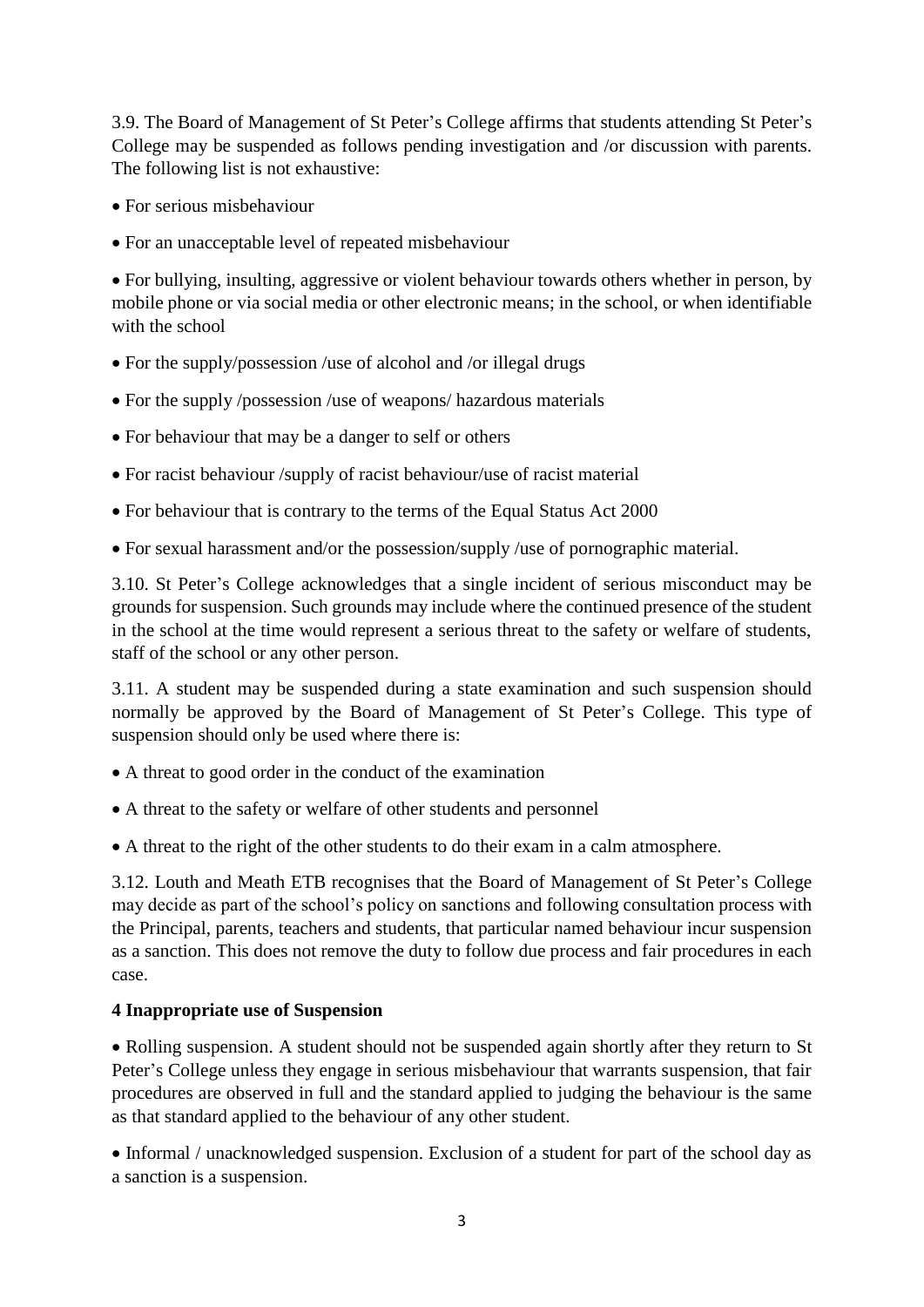3.9. The Board of Management of St Peter's College affirms that students attending St Peter's College may be suspended as follows pending investigation and /or discussion with parents. The following list is not exhaustive:

- For serious misbehaviour
- For an unacceptable level of repeated misbehaviour
- For bullying, insulting, aggressive or violent behaviour towards others whether in person, by mobile phone or via social media or other electronic means; in the school, or when identifiable with the school
- For the supply/possession /use of alcohol and /or illegal drugs
- For the supply /possession /use of weapons/ hazardous materials
- For behaviour that may be a danger to self or others
- For racist behaviour /supply of racist behaviour/use of racist material
- For behaviour that is contrary to the terms of the Equal Status Act 2000
- For sexual harassment and/or the possession/supply /use of pornographic material.

3.10. St Peter's College acknowledges that a single incident of serious misconduct may be grounds for suspension. Such grounds may include where the continued presence of the student in the school at the time would represent a serious threat to the safety or welfare of students, staff of the school or any other person.

3.11. A student may be suspended during a state examination and such suspension should normally be approved by the Board of Management of St Peter's College. This type of suspension should only be used where there is:

- A threat to good order in the conduct of the examination
- A threat to the safety or welfare of other students and personnel
- A threat to the right of the other students to do their exam in a calm atmosphere.

3.12. Louth and Meath ETB recognises that the Board of Management of St Peter's College may decide as part of the school's policy on sanctions and following consultation process with the Principal, parents, teachers and students, that particular named behaviour incur suspension as a sanction. This does not remove the duty to follow due process and fair procedures in each case.

**4 Inappropriate use of Suspension**

- Rolling suspension. A student should not be suspended again shortly after they return to St Peter's College unless they engage in serious misbehaviour that warrants suspension, that fair procedures are observed in full and the standard applied to judging the behaviour is the same as that standard applied to the behaviour of any other student.
- Informal / unacknowledged suspension. Exclusion of a student for part of the school day as a sanction is a suspension.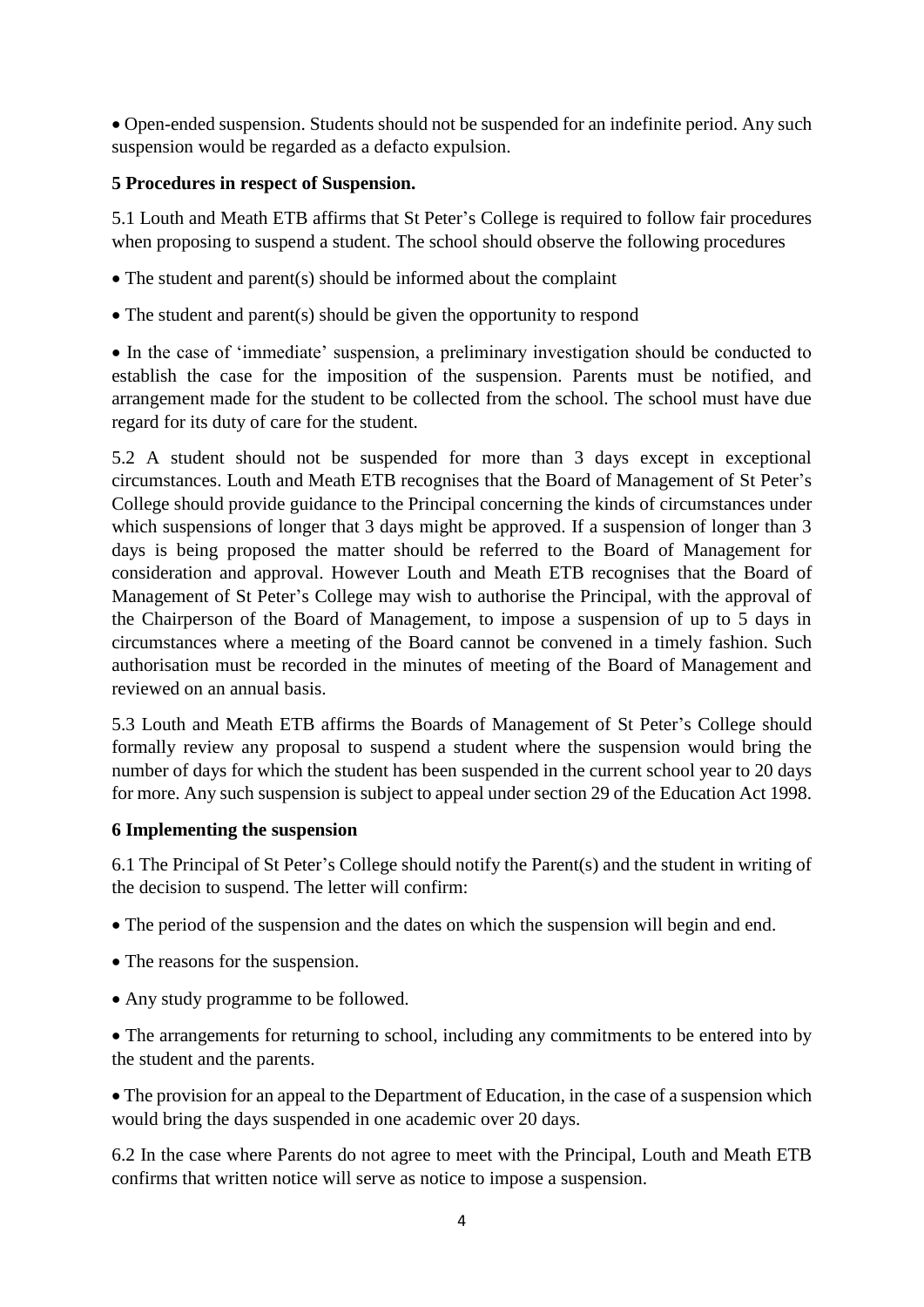- Open-ended suspension. Students should not be suspended for an indefinite period. Any such suspension would be regarded as a defacto expulsion.

**5 Procedures in respect of Suspension.**

5.1 Louth and Meath ETB affirms that St Peter's College is required to follow fair procedures when proposing to suspend a student. The school should observe the following procedures

- The student and parent(s) should be informed about the complaint
- The student and parent(s) should be given the opportunity to respond
- In the case of 'immediate' suspension, a preliminary investigation should be conducted to establish the case for the imposition of the suspension. Parents must be notified, and arrangement made for the student to be collected from the school. The school must have due regard for its duty of care for the student.

5.2 A student should not be suspended for more than 3 days except in exceptional circumstances. Louth and Meath ETB recognises that the Board of Management of St Peter's College should provide guidance to the Principal concerning the kinds of circumstances under which suspensions of longer that 3 days might be approved. If a suspension of longer than 3 days is being proposed the matter should be referred to the Board of Management for consideration and approval. However Louth and Meath ETB recognises that the Board of Management of St Peter's College may wish to authorise the Principal, with the approval of the Chairperson of the Board of Management, to impose a suspension of up to 5 days in circumstances where a meeting of the Board cannot be convened in a timely fashion. Such authorisation must be recorded in the minutes of meeting of the Board of Management and reviewed on an annual basis.

5.3 Louth and Meath ETB affirms the Boards of Management of St Peter's College should formally review any proposal to suspend a student where the suspension would bring the number of days for which the student has been suspended in the current school year to 20 days for more. Any such suspension is subject to appeal under section 29 of the Education Act 1998.

**6 Implementing the suspension**

6.1 The Principal of St Peter's College should notify the Parent(s) and the student in writing of the decision to suspend. The letter will confirm:

- The period of the suspension and the dates on which the suspension will begin and end.
- The reasons for the suspension.
- Any study programme to be followed.
- The arrangements for returning to school, including any commitments to be entered into by the student and the parents.
- The provision for an appeal to the Department of Education, in the case of a suspension which would bring the days suspended in one academic over 20 days.

6.2 In the case where Parents do not agree to meet with the Principal, Louth and Meath ETB confirms that written notice will serve as notice to impose a suspension.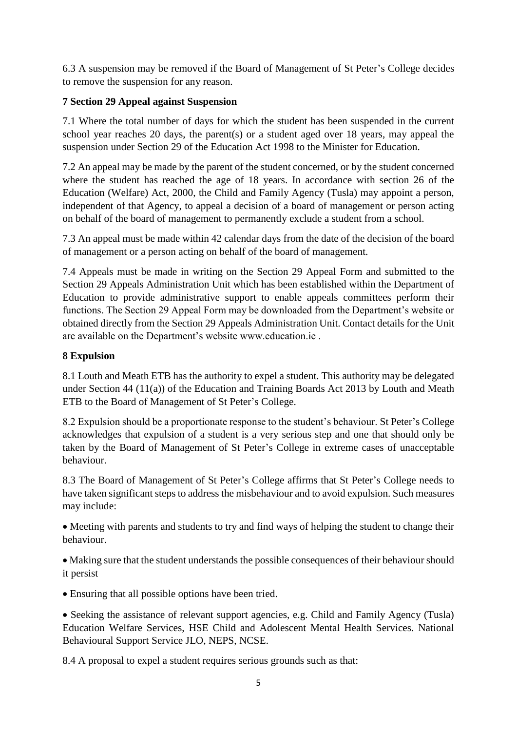6.3 A suspension may be removed if the Board of Management of St Peter's College decides to remove the suspension for any reason.

## 7 Section 29 Appeal against Suspension

7.1 Where the total number of days for which the student has been suspended in the current school year reaches 20 days, the parent(s) or a student aged over 18 years, may appeal the suspension under Section 29 of the Education Act 1998 to the Minister for Education.

7.2 An appeal may be made by the parent of the student concerned, or by the student concerned where the student has reached the age of 18 years. In accordance with section 26 of the Education (Welfare) Act, 2000, the Child and Family Agency (Tusla) may appoint a person, independent of that Agency, to appeal a decision of a board of management or person acting on behalf of the board of management to permanently exclude a student from a school.

7.3 An appeal must be made within 42 calendar days from the date of the decision of the board of management or a person acting on behalf of the board of management.

7.4 Appeals must be made in writing on the Section 29 Appeal Form and submitted to the Section 29 Appeals Administration Unit which has been established within the Department of Education to provide administrative support to enable appeals committees perform their functions. The Section 29 Appeal Form may be downloaded from the Department's website or obtained directly from the Section 29 Appeals Administration Unit. Contact details for the Unit are available on the Department's website www.education.ie .

## 8 Expulsion

8.1 Louth and Meath ETB has the authority to expel a student. This authority may be delegated under Section 44 (11(a)) of the Education and Training Boards Act 2013 by Louth and Meath ETB to the Board of Management of St Peter's College.

8.2 Expulsion should be a proportionate response to the student's behaviour. St Peter's College acknowledges that expulsion of a student is a very serious step and one that should only be taken by the Board of Management of St Peter's College in extreme cases of unacceptable behaviour.

8.3 The Board of Management of St Peter's College affirms that St Peter's College needs to have taken significant steps to address the misbehaviour and to avoid expulsion. Such measures may include:

- Meeting with parents and students to try and find ways of helping the student to change their behaviour.
- Making sure that the student understands the possible consequences of their behaviour should it persist
- Ensuring that all possible options have been tried.
- Seeking the assistance of relevant support agencies, e.g. Child and Family Agency (Tusla) Education Welfare Services, HSE Child and Adolescent Mental Health Services. National Behavioural Support Service JLO, NEPS, NCSE.

8.4 A proposal to expel a student requires serious grounds such as that: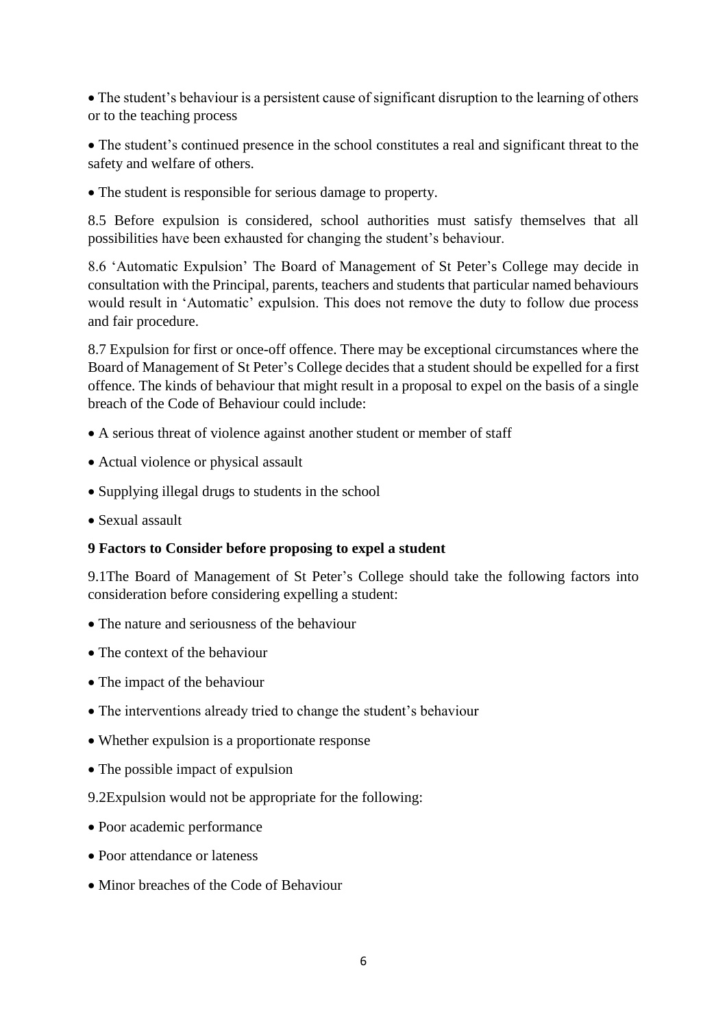- The student's behaviour is a persistent cause of significant disruption to the learning of others or to the teaching process
- The student's continued presence in the school constitutes a real and significant threat to the safety and welfare of others.
- The student is responsible for serious damage to property.

8.5 Before expulsion is considered, school authorities must satisfy themselves that all possibilities have been exhausted for changing the student's behaviour.

8.6 'Automatic Expulsion' The Board of Management of St Peter's College may decide in consultation with the Principal, parents, teachers and students that particular named behaviours would result in 'Automatic' expulsion. This does not remove the duty to follow due process and fair procedure.

8.7 Expulsion for first or once-off offence. There may be exceptional circumstances where the Board of Management of St Peter's College decides that a student should be expelled for a first offence. The kinds of behaviour that might result in a proposal to expel on the basis of a single breach of the Code of Behaviour could include:

- A serious threat of violence against another student or member of staff
- Actual violence or physical assault
- Supplying illegal drugs to students in the school
- Sexual assault

**9 Factors to Consider before proposing to expel a student**

9.1The Board of Management of St Peter's College should take the following factors into consideration before considering expelling a student:

- The nature and seriousness of the behaviour
- The context of the behaviour
- The impact of the behaviour
- The interventions already tried to change the student's behaviour
- Whether expulsion is a proportionate response
- The possible impact of expulsion

9.2Expulsion would not be appropriate for the following:

- Poor academic performance
- Poor attendance or lateness
- Minor breaches of the Code of Behaviour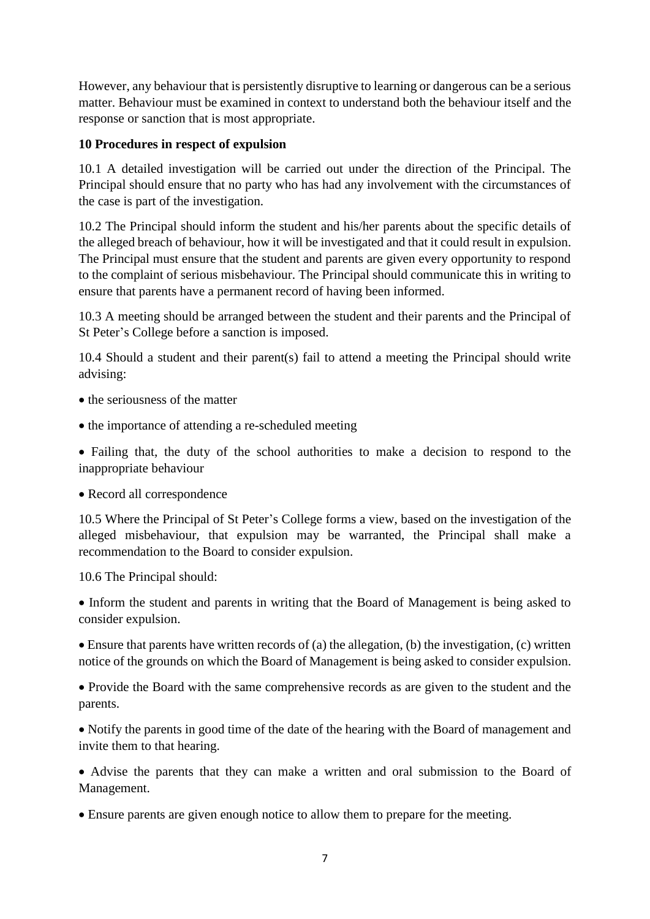However, any behaviour that is persistently disruptive to learning or dangerous can be a serious matter. Behaviour must be examined in context to understand both the behaviour itself and the response or sanction that is most appropriate.

**10 Procedures in respect of expulsion**

10.1 A detailed investigation will be carried out under the direction of the Principal. The Principal should ensure that no party who has had any involvement with the circumstances of the case is part of the investigation.

10.2 The Principal should inform the student and his/her parents about the specific details of the alleged breach of behaviour, how it will be investigated and that it could result in expulsion. The Principal must ensure that the student and parents are given every opportunity to respond to the complaint of serious misbehaviour. The Principal should communicate this in writing to ensure that parents have a permanent record of having been informed.

10.3 A meeting should be arranged between the student and their parents and the Principal of St Peter's College before a sanction is imposed.

10.4 Should a student and their parent(s) fail to attend a meeting the Principal should write advising:

- the seriousness of the matter
- the importance of attending a re-scheduled meeting
- Failing that, the duty of the school authorities to make a decision to respond to the inappropriate behaviour
- Record all correspondence

10.5 Where the Principal of St Peter's College forms a view, based on the investigation of the alleged misbehaviour, that expulsion may be warranted, the Principal shall make a recommendation to the Board to consider expulsion.

10.6 The Principal should:

- Inform the student and parents in writing that the Board of Management is being asked to consider expulsion.
- Ensure that parents have written records of (a) the allegation, (b) the investigation, (c) written notice of the grounds on which the Board of Management is being asked to consider expulsion.
- Provide the Board with the same comprehensive records as are given to the student and the parents.
- Notify the parents in good time of the date of the hearing with the Board of management and invite them to that hearing.
- Advise the parents that they can make a written and oral submission to the Board of Management.
- Ensure parents are given enough notice to allow them to prepare for the meeting.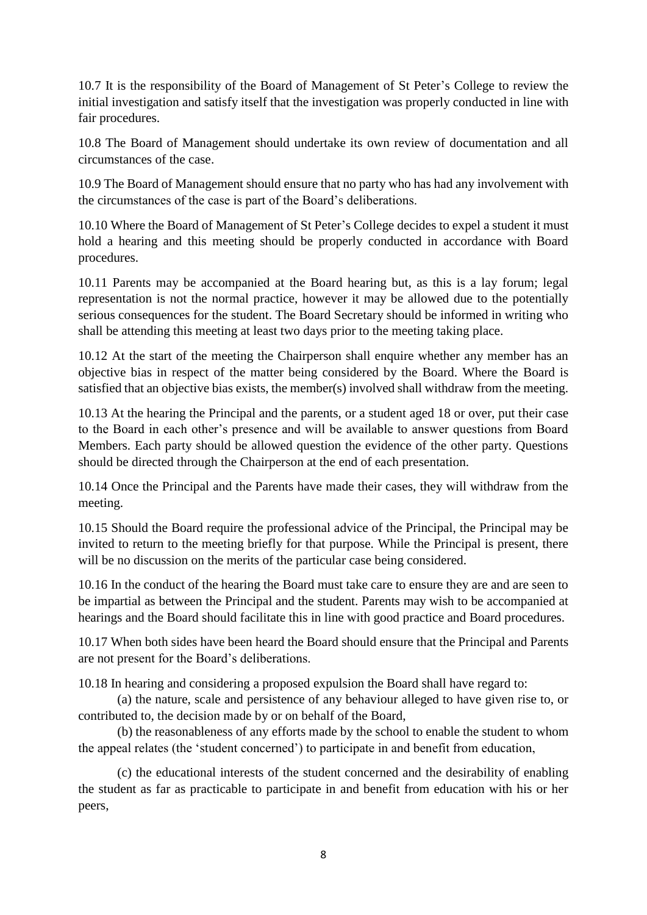10.7 It is the responsibility of the Board of Management of St Peter's College to review the initial investigation and satisfy itself that the investigation was properly conducted in line with fair procedures.

10.8 The Board of Management should undertake its own review of documentation and all circumstances of the case.

10.9 The Board of Management should ensure that no party who has had any involvement with the circumstances of the case is part of the Board's deliberations.

10.10 Where the Board of Management of St Peter's College decides to expel a student it must hold a hearing and this meeting should be properly conducted in accordance with Board procedures.

10.11 Parents may be accompanied at the Board hearing but, as this is a lay forum; legal representation is not the normal practice, however it may be allowed due to the potentially serious consequences for the student. The Board Secretary should be informed in writing who shall be attending this meeting at least two days prior to the meeting taking place.

10.12 At the start of the meeting the Chairperson shall enquire whether any member has an objective bias in respect of the matter being considered by the Board. Where the Board is satisfied that an objective bias exists, the member(s) involved shall withdraw from the meeting.

10.13 At the hearing the Principal and the parents, or a student aged 18 or over, put their case to the Board in each other's presence and will be available to answer questions from Board Members. Each party should be allowed question the evidence of the other party. Questions should be directed through the Chairperson at the end of each presentation.

10.14 Once the Principal and the Parents have made their cases, they will withdraw from the meeting.

10.15 Should the Board require the professional advice of the Principal, the Principal may be invited to return to the meeting briefly for that purpose. While the Principal is present, there will be no discussion on the merits of the particular case being considered.

10.16 In the conduct of the hearing the Board must take care to ensure they are and are seen to be impartial as between the Principal and the student. Parents may wish to be accompanied at hearings and the Board should facilitate this in line with good practice and Board procedures.

10.17 When both sides have been heard the Board should ensure that the Principal and Parents are not present for the Board's deliberations.

10.18 In hearing and considering a proposed expulsion the Board shall have regard to:

(a) the nature, scale and persistence of any behaviour alleged to have given rise to, or contributed to, the decision made by or on behalf of the Board,

(b) the reasonableness of any efforts made by the school to enable the student to whom the appeal relates (the 'student concerned') to participate in and benefit from education,

(c) the educational interests of the student concerned and the desirability of enabling the student as far as practicable to participate in and benefit from education with his or her peers,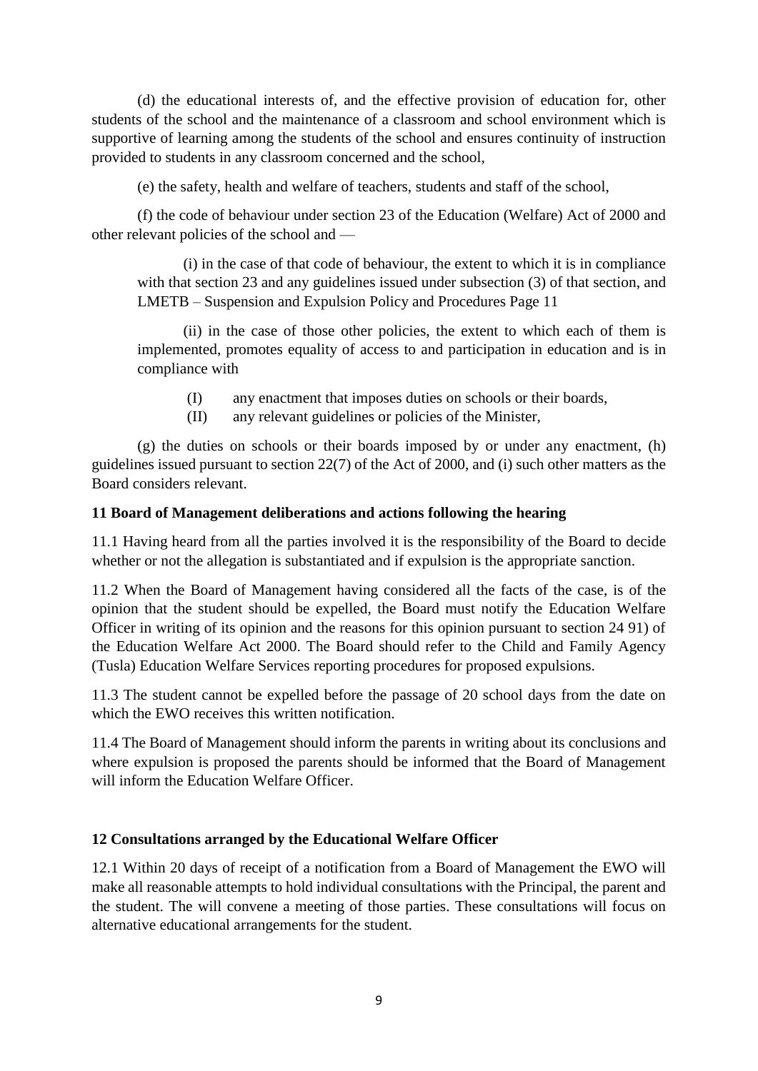(d) the educational interests of, and the effective provision of education for, other students of the school and the maintenance of a classroom and school environment which is supportive of learning among the students of the school and ensures continuity of instruction provided to students in any classroom concerned and the school,

(e) the safety, health and welfare of teachers, students and staff of the school,

(f) the code of behaviour under section 23 of the Education (Welfare) Act of 2000 and other relevant policies of the school and —

(i) in the case of that code of behaviour, the extent to which it is in compliance with that section 23 and any guidelines issued under subsection (3) of that section, and LMETB – Suspension and Expulsion Policy and Procedures Page 11

(ii) in the case of those other policies, the extent to which each of them is implemented, promotes equality of access to and participation in education and is in compliance with

(I) any enactment that imposes duties on schools or their boards,
(II) any relevant guidelines or policies of the Minister,

(g) the duties on schools or their boards imposed by or under any enactment, (h) guidelines issued pursuant to section 22(7) of the Act of 2000, and (i) such other matters as the Board considers relevant.

**11 Board of Management deliberations and actions following the hearing**

11.1 Having heard from all the parties involved it is the responsibility of the Board to decide whether or not the allegation is substantiated and if expulsion is the appropriate sanction.

11.2 When the Board of Management having considered all the facts of the case, is of the opinion that the student should be expelled, the Board must notify the Education Welfare Officer in writing of its opinion and the reasons for this opinion pursuant to section 24 91) of the Education Welfare Act 2000. The Board should refer to the Child and Family Agency (Tusla) Education Welfare Services reporting procedures for proposed expulsions.

11.3 The student cannot be expelled before the passage of 20 school days from the date on which the EWO receives this written notification.

11.4 The Board of Management should inform the parents in writing about its conclusions and where expulsion is proposed the parents should be informed that the Board of Management will inform the Education Welfare Officer.

**12 Consultations arranged by the Educational Welfare Officer**

12.1 Within 20 days of receipt of a notification from a Board of Management the EWO will make all reasonable attempts to hold individual consultations with the Principal, the parent and the student. The will convene a meeting of those parties. These consultations will focus on alternative educational arrangements for the student.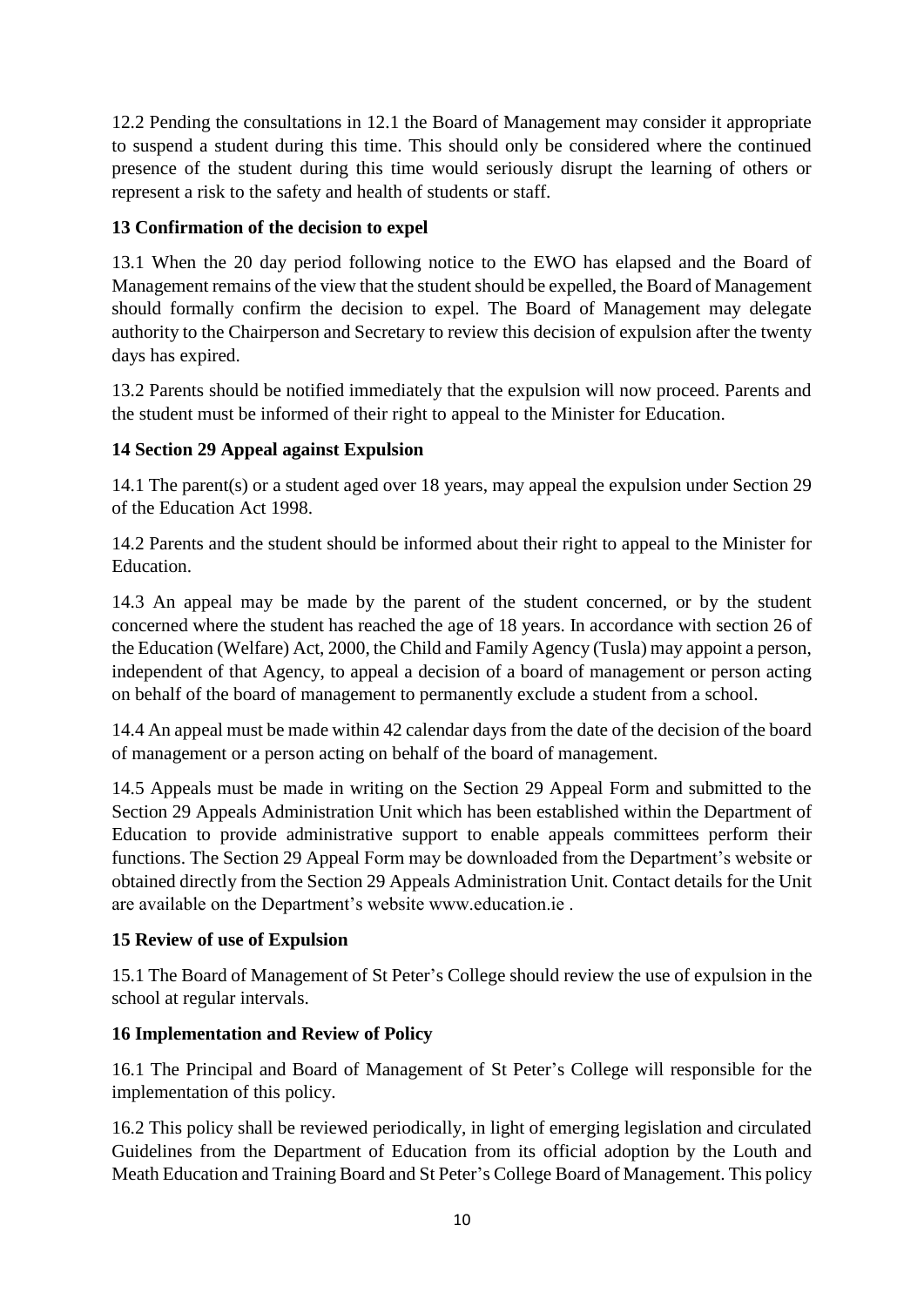12.2 Pending the consultations in 12.1 the Board of Management may consider it appropriate to suspend a student during this time. This should only be considered where the continued presence of the student during this time would seriously disrupt the learning of others or represent a risk to the safety and health of students or staff.

**13 Confirmation of the decision to expel**

13.1 When the 20 day period following notice to the EWO has elapsed and the Board of Management remains of the view that the student should be expelled, the Board of Management should formally confirm the decision to expel. The Board of Management may delegate authority to the Chairperson and Secretary to review this decision of expulsion after the twenty days has expired.

13.2 Parents should be notified immediately that the expulsion will now proceed. Parents and the student must be informed of their right to appeal to the Minister for Education.

**14 Section 29 Appeal against Expulsion**

14.1 The parent(s) or a student aged over 18 years, may appeal the expulsion under Section 29 of the Education Act 1998.

14.2 Parents and the student should be informed about their right to appeal to the Minister for Education.

14.3 An appeal may be made by the parent of the student concerned, or by the student concerned where the student has reached the age of 18 years. In accordance with section 26 of the Education (Welfare) Act, 2000, the Child and Family Agency (Tusla) may appoint a person, independent of that Agency, to appeal a decision of a board of management or person acting on behalf of the board of management to permanently exclude a student from a school.

14.4 An appeal must be made within 42 calendar days from the date of the decision of the board of management or a person acting on behalf of the board of management.

14.5 Appeals must be made in writing on the Section 29 Appeal Form and submitted to the Section 29 Appeals Administration Unit which has been established within the Department of Education to provide administrative support to enable appeals committees perform their functions. The Section 29 Appeal Form may be downloaded from the Department's website or obtained directly from the Section 29 Appeals Administration Unit. Contact details for the Unit are available on the Department's website www.education.ie .

**15 Review of use of Expulsion**

15.1 The Board of Management of St Peter's College should review the use of expulsion in the school at regular intervals.

**16 Implementation and Review of Policy**

16.1 The Principal and Board of Management of St Peter's College will responsible for the implementation of this policy.

16.2 This policy shall be reviewed periodically, in light of emerging legislation and circulated Guidelines from the Department of Education from its official adoption by the Louth and Meath Education and Training Board and St Peter's College Board of Management. This policy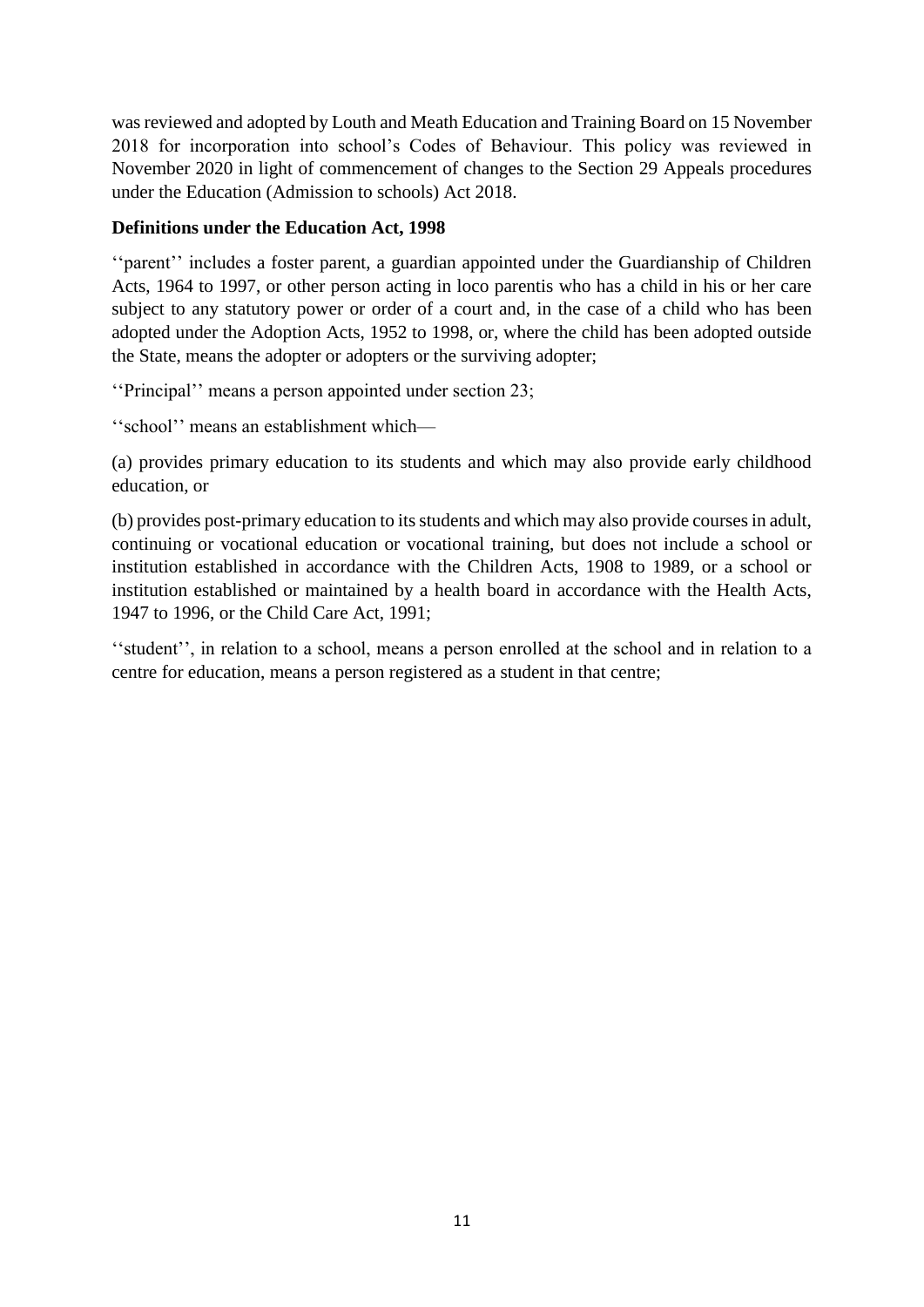was reviewed and adopted by Louth and Meath Education and Training Board on 15 November 2018 for incorporation into school's Codes of Behaviour. This policy was reviewed in November 2020 in light of commencement of changes to the Section 29 Appeals procedures under the Education (Admission to schools) Act 2018.

**Definitions under the Education Act, 1998**

''parent'' includes a foster parent, a guardian appointed under the Guardianship of Children Acts, 1964 to 1997, or other person acting in loco parentis who has a child in his or her care subject to any statutory power or order of a court and, in the case of a child who has been adopted under the Adoption Acts, 1952 to 1998, or, where the child has been adopted outside the State, means the adopter or adopters or the surviving adopter;

''Principal'' means a person appointed under section 23;

''school'' means an establishment which—

(a) provides primary education to its students and which may also provide early childhood education, or

(b) provides post-primary education to its students and which may also provide courses in adult, continuing or vocational education or vocational training, but does not include a school or institution established in accordance with the Children Acts, 1908 to 1989, or a school or institution established or maintained by a health board in accordance with the Health Acts, 1947 to 1996, or the Child Care Act, 1991;

''student'', in relation to a school, means a person enrolled at the school and in relation to a centre for education, means a person registered as a student in that centre;